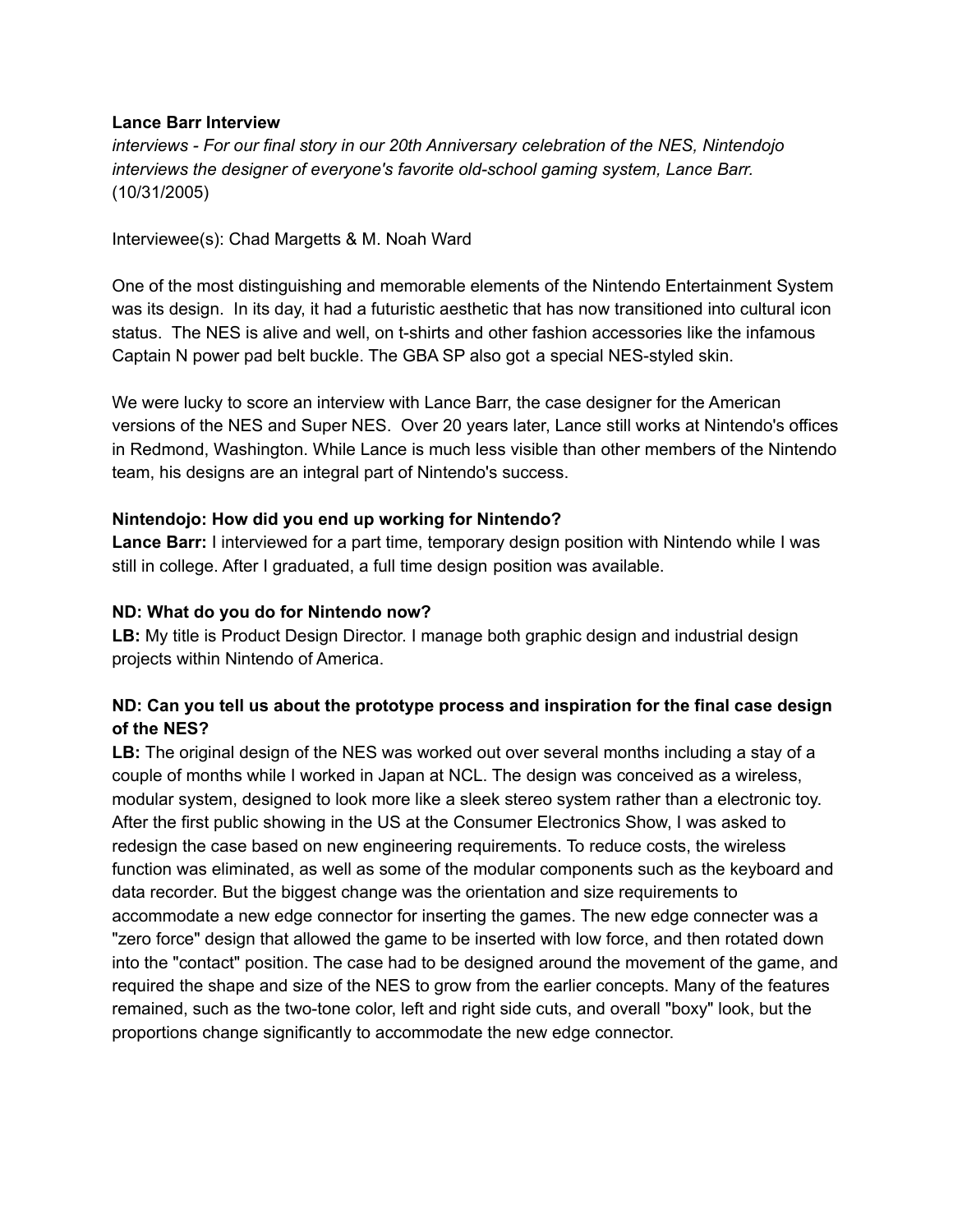**Lance Barr Interview**

*interviews - For our final story in our 20th Anniversary celebration of the NES, Nintendojo interviews the designer of everyone's favorite old-school gaming system, Lance Barr.*
(10/31/2005)

Interviewee(s): Chad Margetts & M. Noah Ward

One of the most distinguishing and memorable elements of the Nintendo Entertainment System was its design. In its day, it had a futuristic aesthetic that has now transitioned into cultural icon status. The NES is alive and well, on t-shirts and other fashion accessories like the infamous Captain N power pad belt buckle. The GBA SP also got a special NES-styled skin.

We were lucky to score an interview with Lance Barr, the case designer for the American versions of the NES and Super NES. Over 20 years later, Lance still works at Nintendo's offices in Redmond, Washington. While Lance is much less visible than other members of the Nintendo team, his designs are an integral part of Nintendo's success.

**Nintendojo: How did you end up working for Nintendo?**
**Lance Barr:** I interviewed for a part time, temporary design position with Nintendo while I was still in college. After I graduated, a full time design position was available.

**ND: What do you do for Nintendo now?**
**LB:** My title is Product Design Director. I manage both graphic design and industrial design projects within Nintendo of America.

**ND: Can you tell us about the prototype process and inspiration for the final case design of the NES?**
**LB:** The original design of the NES was worked out over several months including a stay of a couple of months while I worked in Japan at NCL. The design was conceived as a wireless, modular system, designed to look more like a sleek stereo system rather than a electronic toy. After the first public showing in the US at the Consumer Electronics Show, I was asked to redesign the case based on new engineering requirements. To reduce costs, the wireless function was eliminated, as well as some of the modular components such as the keyboard and data recorder. But the biggest change was the orientation and size requirements to accommodate a new edge connector for inserting the games. The new edge connecter was a "zero force" design that allowed the game to be inserted with low force, and then rotated down into the "contact" position. The case had to be designed around the movement of the game, and required the shape and size of the NES to grow from the earlier concepts. Many of the features remained, such as the two-tone color, left and right side cuts, and overall "boxy" look, but the proportions change significantly to accommodate the new edge connector.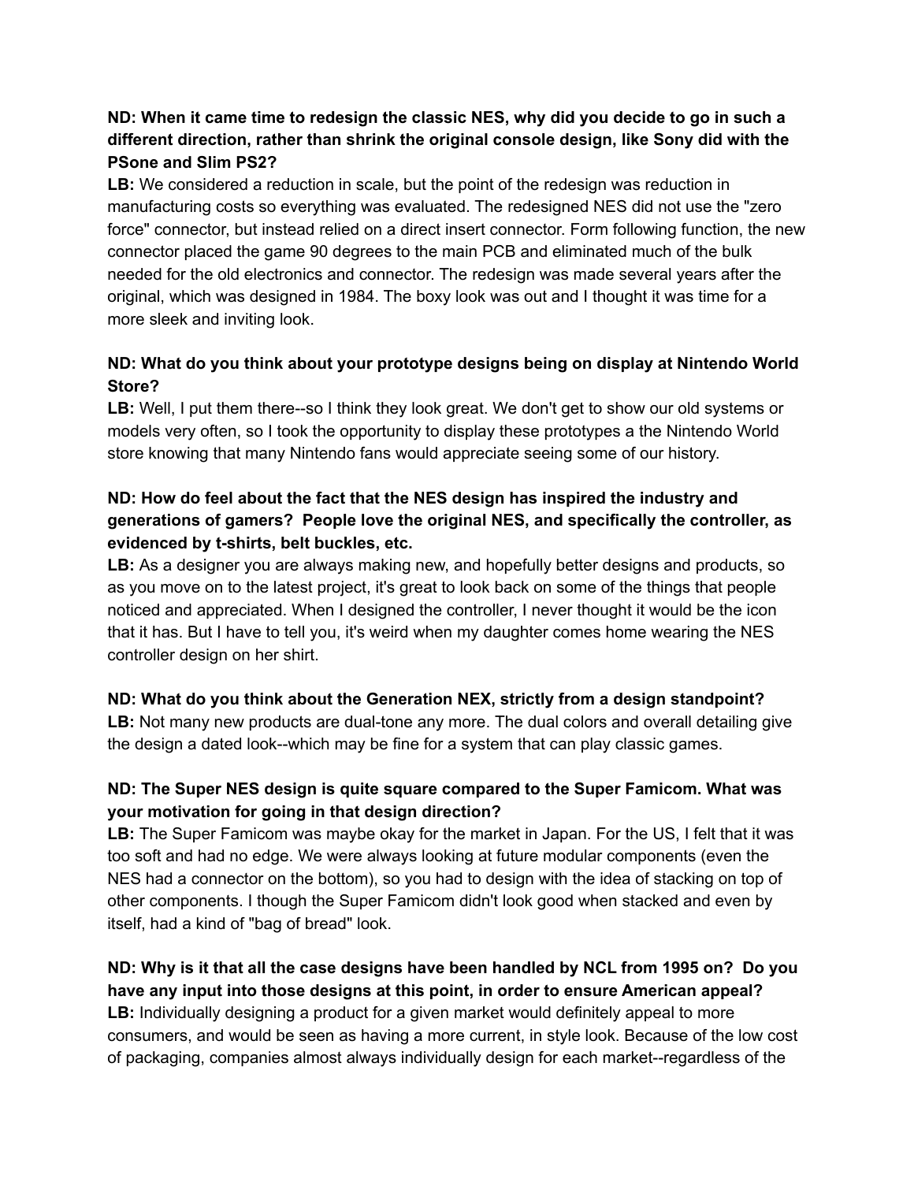**ND: When it came time to redesign the classic NES, why did you decide to go in such a different direction, rather than shrink the original console design, like Sony did with the PSone and Slim PS2?**

**LB:** We considered a reduction in scale, but the point of the redesign was reduction in manufacturing costs so everything was evaluated. The redesigned NES did not use the "zero force" connector, but instead relied on a direct insert connector. Form following function, the new connector placed the game 90 degrees to the main PCB and eliminated much of the bulk needed for the old electronics and connector. The redesign was made several years after the original, which was designed in 1984. The boxy look was out and I thought it was time for a more sleek and inviting look.

**ND: What do you think about your prototype designs being on display at Nintendo World Store?**

**LB:** Well, I put them there--so I think they look great. We don't get to show our old systems or models very often, so I took the opportunity to display these prototypes a the Nintendo World store knowing that many Nintendo fans would appreciate seeing some of our history.

**ND: How do feel about the fact that the NES design has inspired the industry and generations of gamers? People love the original NES, and specifically the controller, as evidenced by t-shirts, belt buckles, etc.**

**LB:** As a designer you are always making new, and hopefully better designs and products, so as you move on to the latest project, it's great to look back on some of the things that people noticed and appreciated. When I designed the controller, I never thought it would be the icon that it has. But I have to tell you, it's weird when my daughter comes home wearing the NES controller design on her shirt.

**ND: What do you think about the Generation NEX, strictly from a design standpoint?**

**LB:** Not many new products are dual-tone any more. The dual colors and overall detailing give the design a dated look--which may be fine for a system that can play classic games.

**ND: The Super NES design is quite square compared to the Super Famicom. What was your motivation for going in that design direction?**

**LB:** The Super Famicom was maybe okay for the market in Japan. For the US, I felt that it was too soft and had no edge. We were always looking at future modular components (even the NES had a connector on the bottom), so you had to design with the idea of stacking on top of other components. I though the Super Famicom didn't look good when stacked and even by itself, had a kind of "bag of bread" look.

**ND: Why is it that all the case designs have been handled by NCL from 1995 on? Do you have any input into those designs at this point, in order to ensure American appeal?**

**LB:** Individually designing a product for a given market would definitely appeal to more consumers, and would be seen as having a more current, in style look. Because of the low cost of packaging, companies almost always individually design for each market--regardless of the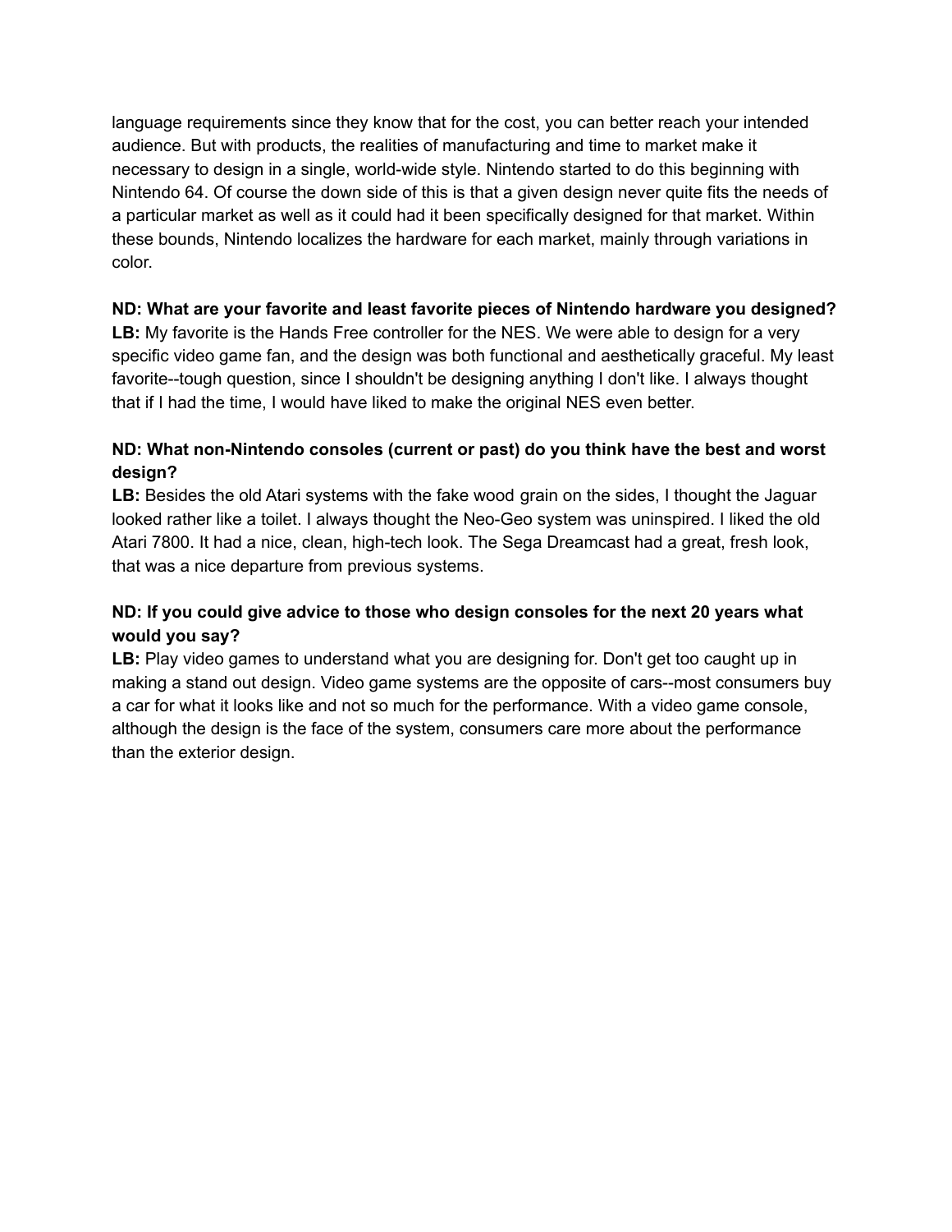language requirements since they know that for the cost, you can better reach your intended audience. But with products, the realities of manufacturing and time to market make it necessary to design in a single, world-wide style. Nintendo started to do this beginning with Nintendo 64. Of course the down side of this is that a given design never quite fits the needs of a particular market as well as it could had it been specifically designed for that market. Within these bounds, Nintendo localizes the hardware for each market, mainly through variations in color.

**ND: What are your favorite and least favorite pieces of Nintendo hardware you designed?**
**LB:** My favorite is the Hands Free controller for the NES. We were able to design for a very specific video game fan, and the design was both functional and aesthetically graceful. My least favorite--tough question, since I shouldn't be designing anything I don't like. I always thought that if I had the time, I would have liked to make the original NES even better.

**ND: What non-Nintendo consoles (current or past) do you think have the best and worst design?**
**LB:** Besides the old Atari systems with the fake wood grain on the sides, I thought the Jaguar looked rather like a toilet. I always thought the Neo-Geo system was uninspired. I liked the old Atari 7800. It had a nice, clean, high-tech look. The Sega Dreamcast had a great, fresh look, that was a nice departure from previous systems.

**ND: If you could give advice to those who design consoles for the next 20 years what would you say?**
**LB:** Play video games to understand what you are designing for. Don't get too caught up in making a stand out design. Video game systems are the opposite of cars--most consumers buy a car for what it looks like and not so much for the performance. With a video game console, although the design is the face of the system, consumers care more about the performance than the exterior design.